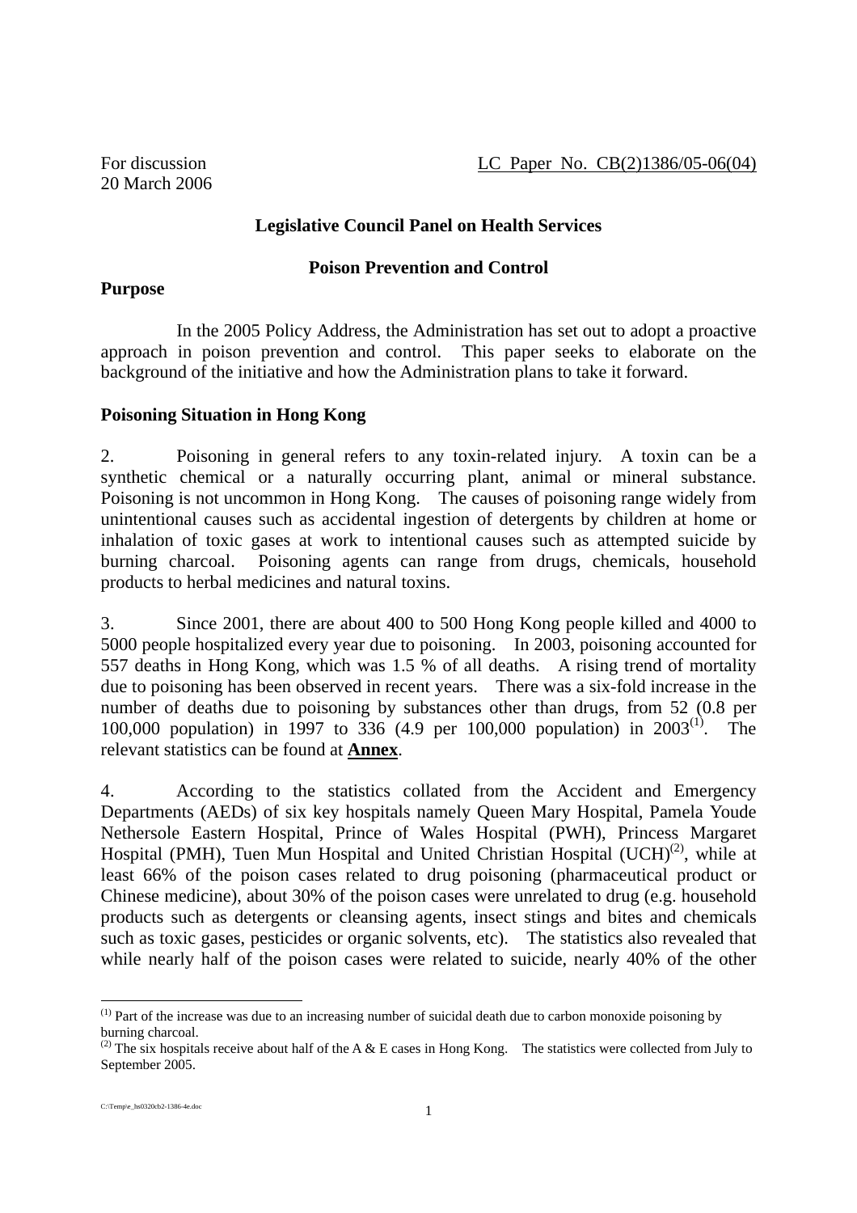For discussion
20 March 2006

LC Paper No. CB(2)1386/05-06(04)

## Legislative Council Panel on Health Services

## Poison Prevention and Control

### Purpose

In the 2005 Policy Address, the Administration has set out to adopt a proactive approach in poison prevention and control. This paper seeks to elaborate on the background of the initiative and how the Administration plans to take it forward.

### Poisoning Situation in Hong Kong

2. Poisoning in general refers to any toxin-related injury. A toxin can be a synthetic chemical or a naturally occurring plant, animal or mineral substance. Poisoning is not uncommon in Hong Kong. The causes of poisoning range widely from unintentional causes such as accidental ingestion of detergents by children at home or inhalation of toxic gases at work to intentional causes such as attempted suicide by burning charcoal. Poisoning agents can range from drugs, chemicals, household products to herbal medicines and natural toxins.

3. Since 2001, there are about 400 to 500 Hong Kong people killed and 4000 to 5000 people hospitalized every year due to poisoning. In 2003, poisoning accounted for 557 deaths in Hong Kong, which was 1.5 % of all deaths. A rising trend of mortality due to poisoning has been observed in recent years. There was a six-fold increase in the number of deaths due to poisoning by substances other than drugs, from 52 (0.8 per 100,000 population) in 1997 to 336 (4.9 per 100,000 population) in 2003[1]. The relevant statistics can be found at **Annex**.

4. According to the statistics collated from the Accident and Emergency Departments (AEDs) of six key hospitals namely Queen Mary Hospital, Pamela Youde Nethersole Eastern Hospital, Prince of Wales Hospital (PWH), Princess Margaret Hospital (PMH), Tuen Mun Hospital and United Christian Hospital (UCH)[2], while at least 66% of the poison cases related to drug poisoning (pharmaceutical product or Chinese medicine), about 30% of the poison cases were unrelated to drug (e.g. household products such as detergents or cleansing agents, insect stings and bites and chemicals such as toxic gases, pesticides or organic solvents, etc). The statistics also revealed that while nearly half of the poison cases were related to suicide, nearly 40% of the other

---

[1] Part of the increase was due to an increasing number of suicidal death due to carbon monoxide poisoning by burning charcoal.

[2] The six hospitals receive about half of the A & E cases in Hong Kong. The statistics were collected from July to September 2005.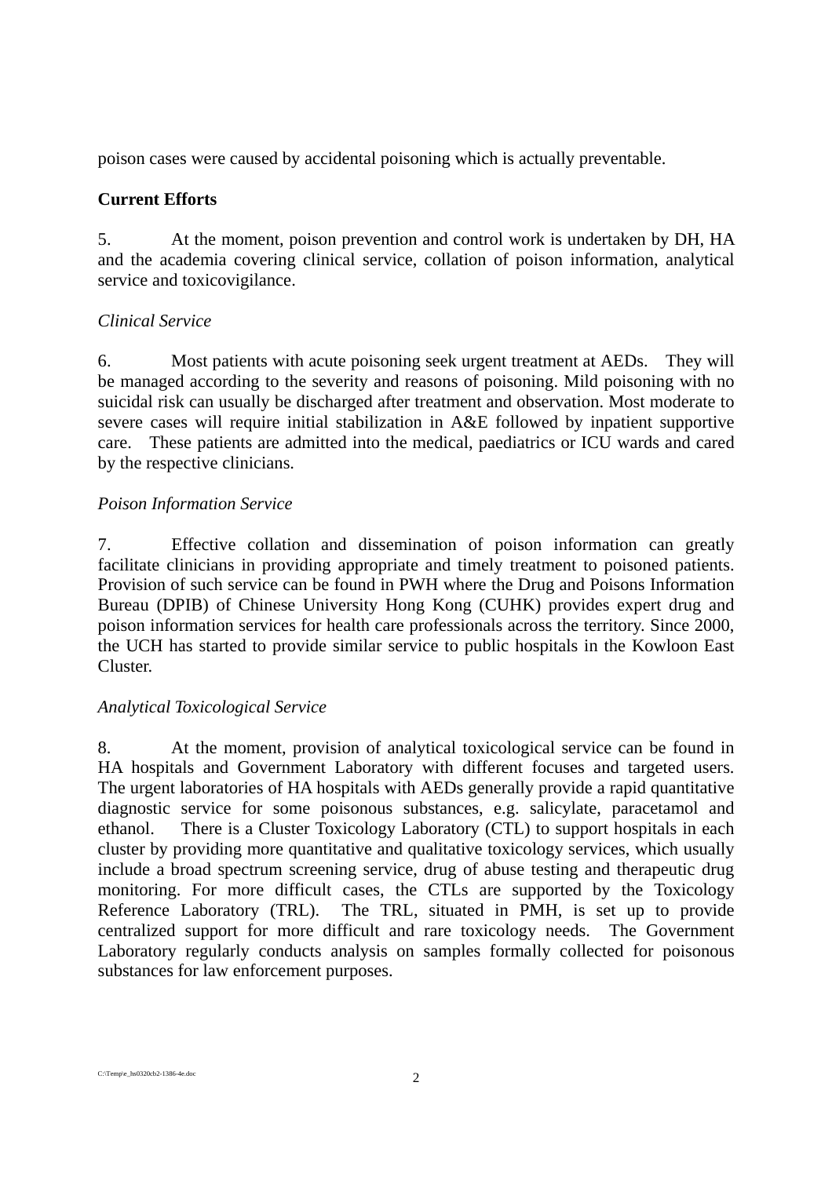poison cases were caused by accidental poisoning which is actually preventable.

**Current Efforts**

5. At the moment, poison prevention and control work is undertaken by DH, HA and the academia covering clinical service, collation of poison information, analytical service and toxicovigilance.

*Clinical Service*

6. Most patients with acute poisoning seek urgent treatment at AEDs. They will be managed according to the severity and reasons of poisoning. Mild poisoning with no suicidal risk can usually be discharged after treatment and observation. Most moderate to severe cases will require initial stabilization in A&E followed by inpatient supportive care. These patients are admitted into the medical, paediatrics or ICU wards and cared by the respective clinicians.

*Poison Information Service*

7. Effective collation and dissemination of poison information can greatly facilitate clinicians in providing appropriate and timely treatment to poisoned patients. Provision of such service can be found in PWH where the Drug and Poisons Information Bureau (DPIB) of Chinese University Hong Kong (CUHK) provides expert drug and poison information services for health care professionals across the territory. Since 2000, the UCH has started to provide similar service to public hospitals in the Kowloon East Cluster.

*Analytical Toxicological Service*

8. At the moment, provision of analytical toxicological service can be found in HA hospitals and Government Laboratory with different focuses and targeted users. The urgent laboratories of HA hospitals with AEDs generally provide a rapid quantitative diagnostic service for some poisonous substances, e.g. salicylate, paracetamol and ethanol. There is a Cluster Toxicology Laboratory (CTL) to support hospitals in each cluster by providing more quantitative and qualitative toxicology services, which usually include a broad spectrum screening service, drug of abuse testing and therapeutic drug monitoring. For more difficult cases, the CTLs are supported by the Toxicology Reference Laboratory (TRL). The TRL, situated in PMH, is set up to provide centralized support for more difficult and rare toxicology needs. The Government Laboratory regularly conducts analysis on samples formally collected for poisonous substances for law enforcement purposes.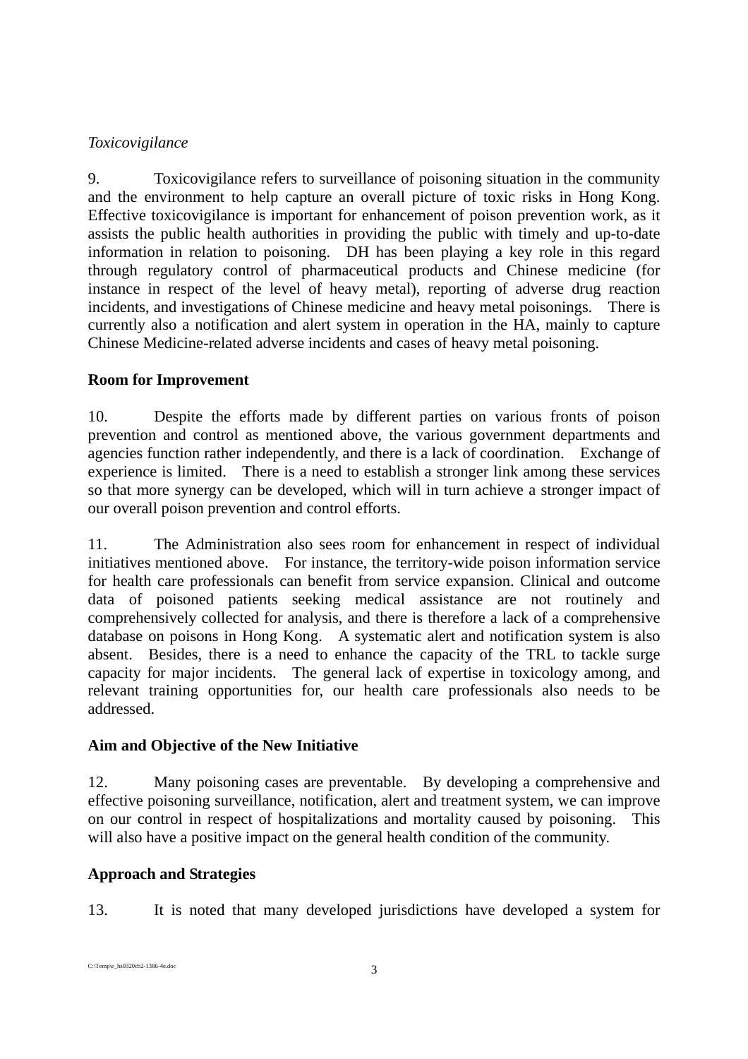*Toxicovigilance*

9. Toxicovigilance refers to surveillance of poisoning situation in the community and the environment to help capture an overall picture of toxic risks in Hong Kong. Effective toxicovigilance is important for enhancement of poison prevention work, as it assists the public health authorities in providing the public with timely and up-to-date information in relation to poisoning. DH has been playing a key role in this regard through regulatory control of pharmaceutical products and Chinese medicine (for instance in respect of the level of heavy metal), reporting of adverse drug reaction incidents, and investigations of Chinese medicine and heavy metal poisonings. There is currently also a notification and alert system in operation in the HA, mainly to capture Chinese Medicine-related adverse incidents and cases of heavy metal poisoning.

**Room for Improvement**

10. Despite the efforts made by different parties on various fronts of poison prevention and control as mentioned above, the various government departments and agencies function rather independently, and there is a lack of coordination. Exchange of experience is limited. There is a need to establish a stronger link among these services so that more synergy can be developed, which will in turn achieve a stronger impact of our overall poison prevention and control efforts.

11. The Administration also sees room for enhancement in respect of individual initiatives mentioned above. For instance, the territory-wide poison information service for health care professionals can benefit from service expansion. Clinical and outcome data of poisoned patients seeking medical assistance are not routinely and comprehensively collected for analysis, and there is therefore a lack of a comprehensive database on poisons in Hong Kong. A systematic alert and notification system is also absent. Besides, there is a need to enhance the capacity of the TRL to tackle surge capacity for major incidents. The general lack of expertise in toxicology among, and relevant training opportunities for, our health care professionals also needs to be addressed.

**Aim and Objective of the New Initiative**

12. Many poisoning cases are preventable. By developing a comprehensive and effective poisoning surveillance, notification, alert and treatment system, we can improve on our control in respect of hospitalizations and mortality caused by poisoning. This will also have a positive impact on the general health condition of the community.

**Approach and Strategies**

13. It is noted that many developed jurisdictions have developed a system for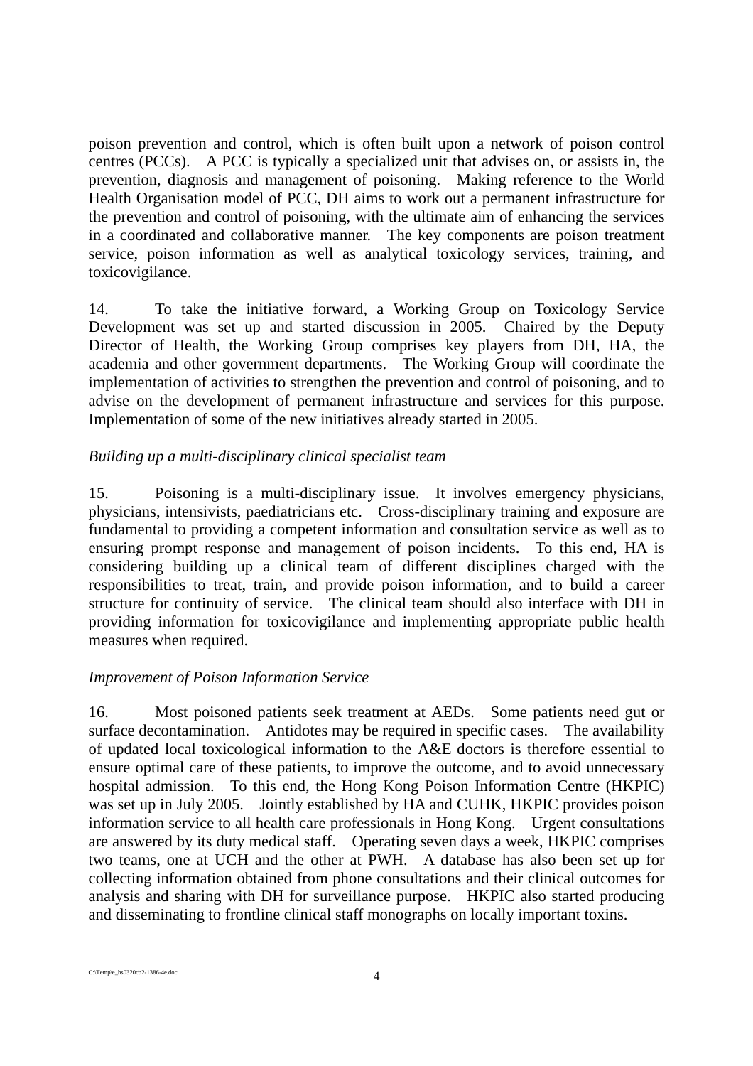poison prevention and control, which is often built upon a network of poison control centres (PCCs). A PCC is typically a specialized unit that advises on, or assists in, the prevention, diagnosis and management of poisoning. Making reference to the World Health Organisation model of PCC, DH aims to work out a permanent infrastructure for the prevention and control of poisoning, with the ultimate aim of enhancing the services in a coordinated and collaborative manner. The key components are poison treatment service, poison information as well as analytical toxicology services, training, and toxicovigilance.

14. To take the initiative forward, a Working Group on Toxicology Service Development was set up and started discussion in 2005. Chaired by the Deputy Director of Health, the Working Group comprises key players from DH, HA, the academia and other government departments. The Working Group will coordinate the implementation of activities to strengthen the prevention and control of poisoning, and to advise on the development of permanent infrastructure and services for this purpose. Implementation of some of the new initiatives already started in 2005.

*Building up a multi-disciplinary clinical specialist team*

15. Poisoning is a multi-disciplinary issue. It involves emergency physicians, physicians, intensivists, paediatricians etc. Cross-disciplinary training and exposure are fundamental to providing a competent information and consultation service as well as to ensuring prompt response and management of poison incidents. To this end, HA is considering building up a clinical team of different disciplines charged with the responsibilities to treat, train, and provide poison information, and to build a career structure for continuity of service. The clinical team should also interface with DH in providing information for toxicovigilance and implementing appropriate public health measures when required.

*Improvement of Poison Information Service*

16. Most poisoned patients seek treatment at AEDs. Some patients need gut or surface decontamination. Antidotes may be required in specific cases. The availability of updated local toxicological information to the A&E doctors is therefore essential to ensure optimal care of these patients, to improve the outcome, and to avoid unnecessary hospital admission. To this end, the Hong Kong Poison Information Centre (HKPIC) was set up in July 2005. Jointly established by HA and CUHK, HKPIC provides poison information service to all health care professionals in Hong Kong. Urgent consultations are answered by its duty medical staff. Operating seven days a week, HKPIC comprises two teams, one at UCH and the other at PWH. A database has also been set up for collecting information obtained from phone consultations and their clinical outcomes for analysis and sharing with DH for surveillance purpose. HKPIC also started producing and disseminating to frontline clinical staff monographs on locally important toxins.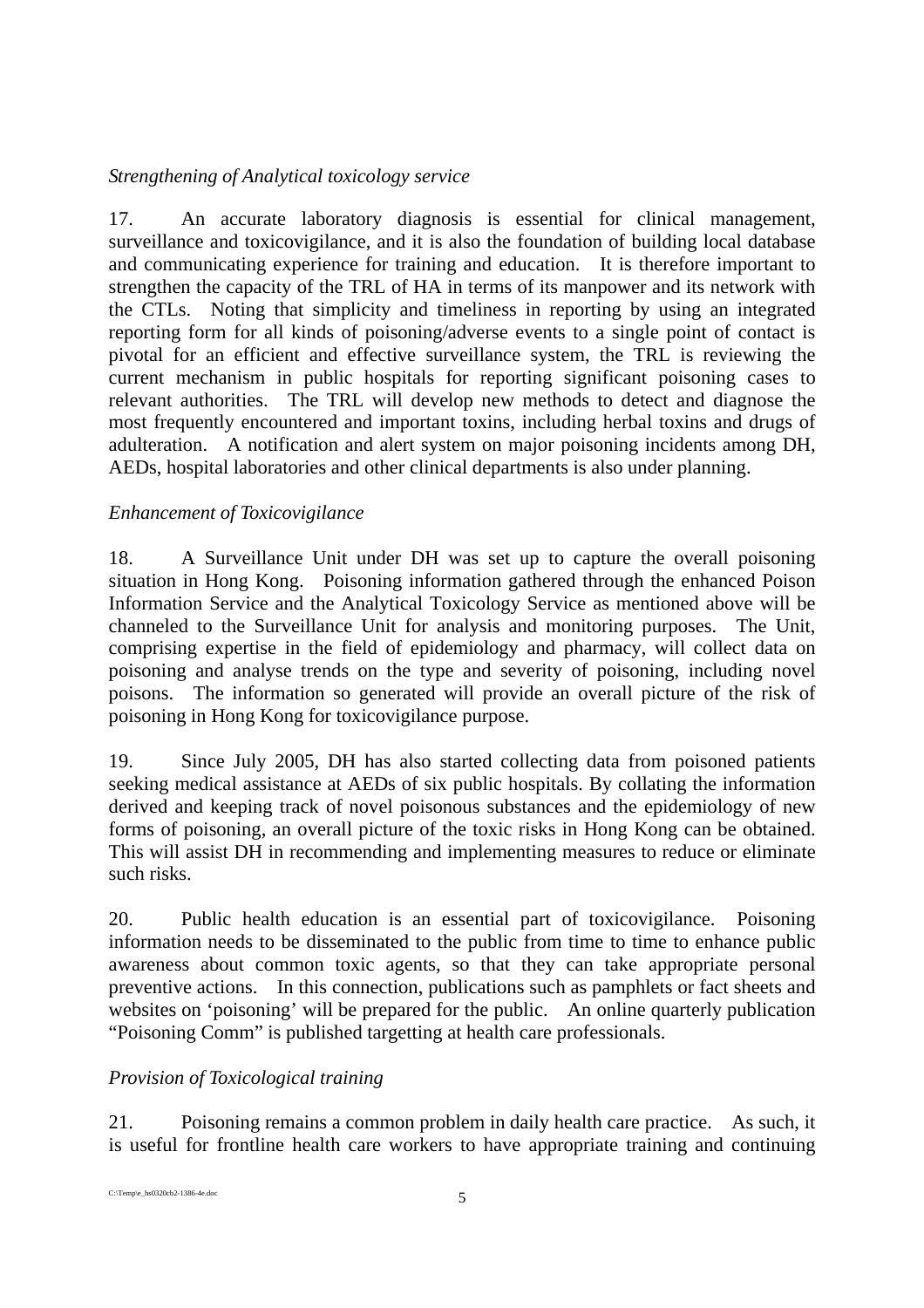*Strengthening of Analytical toxicology service*

17. An accurate laboratory diagnosis is essential for clinical management, surveillance and toxicovigilance, and it is also the foundation of building local database and communicating experience for training and education. It is therefore important to strengthen the capacity of the TRL of HA in terms of its manpower and its network with the CTLs. Noting that simplicity and timeliness in reporting by using an integrated reporting form for all kinds of poisoning/adverse events to a single point of contact is pivotal for an efficient and effective surveillance system, the TRL is reviewing the current mechanism in public hospitals for reporting significant poisoning cases to relevant authorities. The TRL will develop new methods to detect and diagnose the most frequently encountered and important toxins, including herbal toxins and drugs of adulteration. A notification and alert system on major poisoning incidents among DH, AEDs, hospital laboratories and other clinical departments is also under planning.

*Enhancement of Toxicovigilance*

18. A Surveillance Unit under DH was set up to capture the overall poisoning situation in Hong Kong. Poisoning information gathered through the enhanced Poison Information Service and the Analytical Toxicology Service as mentioned above will be channeled to the Surveillance Unit for analysis and monitoring purposes. The Unit, comprising expertise in the field of epidemiology and pharmacy, will collect data on poisoning and analyse trends on the type and severity of poisoning, including novel poisons. The information so generated will provide an overall picture of the risk of poisoning in Hong Kong for toxicovigilance purpose.

19. Since July 2005, DH has also started collecting data from poisoned patients seeking medical assistance at AEDs of six public hospitals. By collating the information derived and keeping track of novel poisonous substances and the epidemiology of new forms of poisoning, an overall picture of the toxic risks in Hong Kong can be obtained. This will assist DH in recommending and implementing measures to reduce or eliminate such risks.

20. Public health education is an essential part of toxicovigilance. Poisoning information needs to be disseminated to the public from time to time to enhance public awareness about common toxic agents, so that they can take appropriate personal preventive actions. In this connection, publications such as pamphlets or fact sheets and websites on 'poisoning' will be prepared for the public. An online quarterly publication "Poisoning Comm" is published targetting at health care professionals.

*Provision of Toxicological training*

21. Poisoning remains a common problem in daily health care practice. As such, it is useful for frontline health care workers to have appropriate training and continuing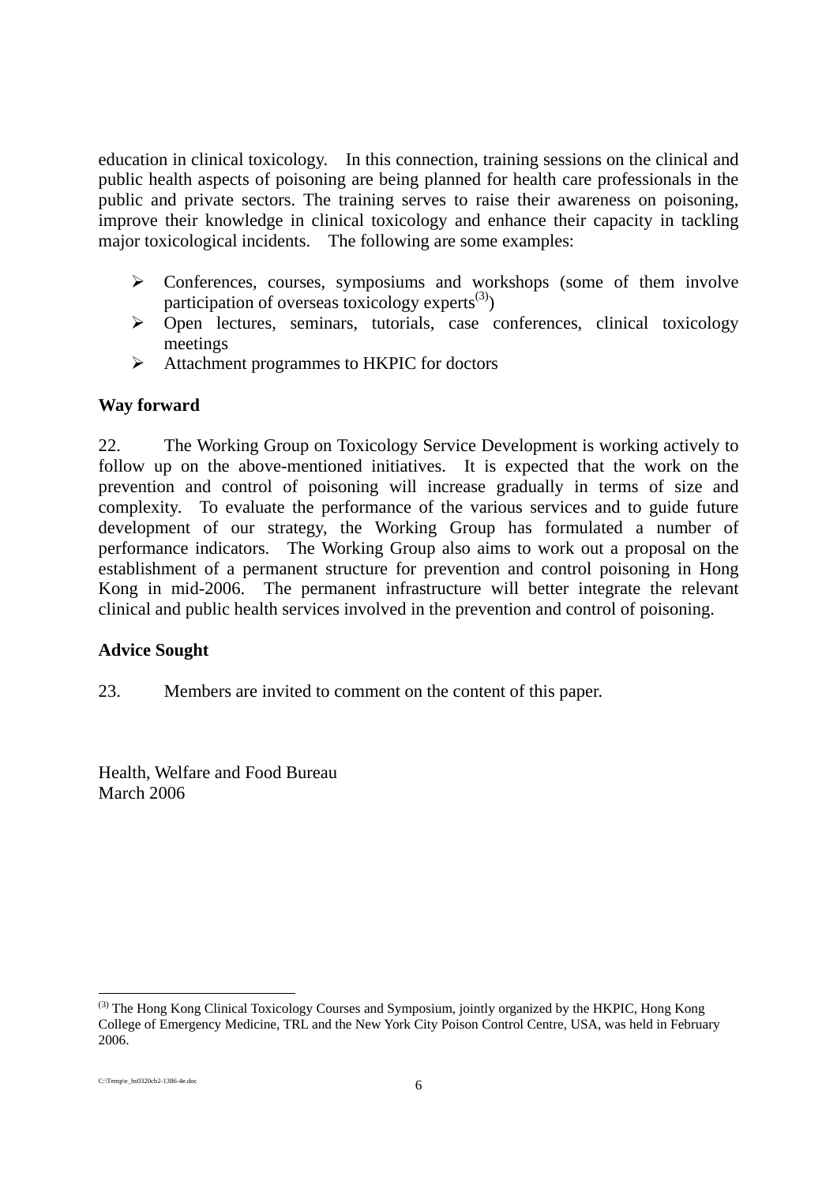education in clinical toxicology. In this connection, training sessions on the clinical and public health aspects of poisoning are being planned for health care professionals in the public and private sectors. The training serves to raise their awareness on poisoning, improve their knowledge in clinical toxicology and enhance their capacity in tackling major toxicological incidents. The following are some examples:

- Conferences, courses, symposiums and workshops (some of them involve participation of overseas toxicology experts[(3)])
- Open lectures, seminars, tutorials, case conferences, clinical toxicology meetings
- Attachment programmes to HKPIC for doctors

**Way forward**

22. The Working Group on Toxicology Service Development is working actively to follow up on the above-mentioned initiatives. It is expected that the work on the prevention and control of poisoning will increase gradually in terms of size and complexity. To evaluate the performance of the various services and to guide future development of our strategy, the Working Group has formulated a number of performance indicators. The Working Group also aims to work out a proposal on the establishment of a permanent structure for prevention and control poisoning in Hong Kong in mid-2006. The permanent infrastructure will better integrate the relevant clinical and public health services involved in the prevention and control of poisoning.

**Advice Sought**

23. Members are invited to comment on the content of this paper.

Health, Welfare and Food Bureau
March 2006

---

[(3)] The Hong Kong Clinical Toxicology Courses and Symposium, jointly organized by the HKPIC, Hong Kong College of Emergency Medicine, TRL and the New York City Poison Control Centre, USA, was held in February 2006.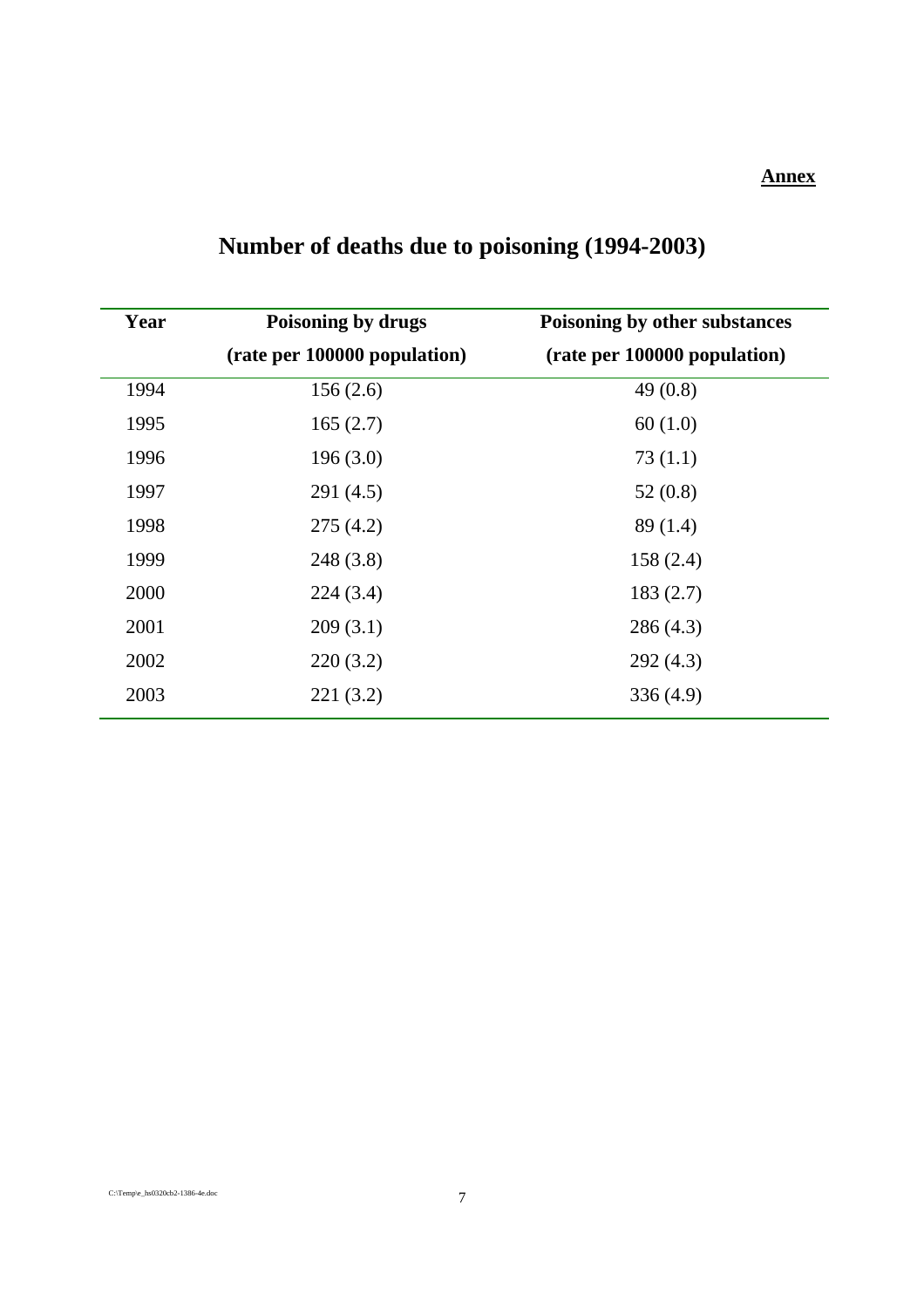**Annex**

# Number of deaths due to poisoning (1994-2003)

| Year | Poisoning by drugs (rate per 100000 population) | Poisoning by other substances (rate per 100000 population) |
|---|---|---|
| 1994 | 156 (2.6) | 49 (0.8) |
| 1995 | 165 (2.7) | 60 (1.0) |
| 1996 | 196 (3.0) | 73 (1.1) |
| 1997 | 291 (4.5) | 52 (0.8) |
| 1998 | 275 (4.2) | 89 (1.4) |
| 1999 | 248 (3.8) | 158 (2.4) |
| 2000 | 224 (3.4) | 183 (2.7) |
| 2001 | 209 (3.1) | 286 (4.3) |
| 2002 | 220 (3.2) | 292 (4.3) |
| 2003 | 221 (3.2) | 336 (4.9) |